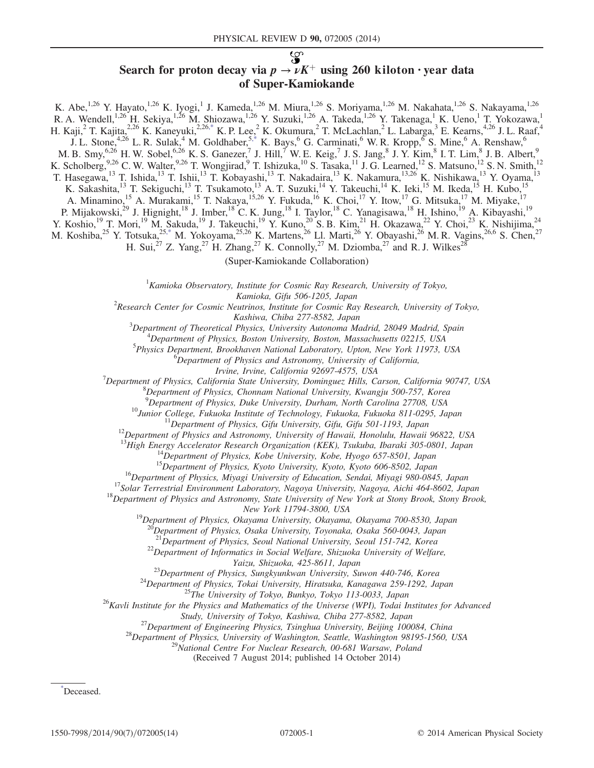# Search for proton decay via $p \to \nu K^+$ using 260 kiloton · year data of Super-Kamiokande

K. Abe,[1,26] Y. Hayato,[1,26] K. Iyogi,[1] J. Kameda,[1,26] M. Miura,[1,26] S. Moriyama,[1,26] M. Nakahata,[1,26] S. Nakayama,[1,26] R. A. Wendell,[1,26] H. Sekiya,[1,26] M. Shiozawa,[1,26] Y. Suzuki,[1,26] A. Takeda,[1,26] Y. Takenaga,[1] K. Ueno,[1] T. Yokozawa,[1] H. Kaji,[2] T. Kajita,[2,26] K. Kaneyuki,[2,26,*] K. P. Lee,[2] K. Okumura,[2] T. McLachlan,[2] L. Labarga,[3] E. Kearns,[4,26] J. L. Raaf,[4] J. L. Stone,[4,26] L. R. Sulak,[4] M. Goldhaber,[5,*] K. Bays,[6] G. Carminati,[6] W. R. Kropp,[6] S. Mine,[6] A. Renshaw,[6] M. B. Smy,[6,26] H. W. Sobel,[6,26] K. S. Ganezer,[7] J. Hill,[7] W. E. Keig,[7] J. S. Jang,[8] J. Y. Kim,[8] I. T. Lim,[8] J. B. Albert,[9] K. Scholberg,[9,26] C. W. Walter,[9,26] T. Wongjirad,[9] T. Ishizuka,[10] S. Tasaka,[11] J. G. Learned,[12] S. Matsuno,[12] S. N. Smith,[12] T. Hasegawa,[13] T. Ishida,[13] T. Ishii,[13] T. Kobayashi,[13] T. Nakadaira,[13] K. Nakamura,[13,26] K. Nishikawa,[13] Y. Oyama,[13] K. Sakashita,[13] T. Sekiguchi,[13] T. Tsukamoto,[13] A. T. Suzuki,[14] Y. Takeuchi,[14] K. Ieki,[15] M. Ikeda,[15] H. Kubo,[15] A. Minamino,[15] A. Murakami,[15] T. Nakaya,[15,26] Y. Fukuda,[16] K. Choi,[17] Y. Itow,[17] G. Mitsuka,[17] M. Miyake,[17] P. Mijakowski,[29] J. Hignight,[18] J. Imber,[18] C. K. Jung,[18] I. Taylor,[18] C. Yanagisawa,[18] H. Ishino,[19] A. Kibayashi,[19] Y. Koshio,[19] T. Mori,[19] M. Sakuda,[19] J. Takeuchi,[19] Y. Kuno,[20] S. B. Kim,[21] H. Okazawa,[22] Y. Choi,[23] K. Nishijima,[24] M. Koshiba,[25] Y. Totsuka,[25,*] M. Yokoyama,[25,26] K. Martens,[26] Ll. Marti,[26] Y. Obayashi,[26] M. R. Vagins,[26,6] S. Chen,[27] H. Sui,[27] Z. Yang,[27] H. Zhang,[27] K. Connolly,[27] M. Dziomba,[27] and R. J. Wilkes[28]

(Super-Kamiokande Collaboration)

[1]*Kamioka Observatory, Institute for Cosmic Ray Research, University of Tokyo, Kamioka, Gifu 506-1205, Japan*
[2]*Research Center for Cosmic Neutrinos, Institute for Cosmic Ray Research, University of Tokyo, Kashiwa, Chiba 277-8582, Japan*
[3]*Department of Theoretical Physics, University Autonoma Madrid, 28049 Madrid, Spain*
[4]*Department of Physics, Boston University, Boston, Massachusetts 02215, USA*
[5]*Physics Department, Brookhaven National Laboratory, Upton, New York 11973, USA*
[6]*Department of Physics and Astronomy, University of California, Irvine, Irvine, California 92697-4575, USA*
[7]*Department of Physics, California State University, Dominguez Hills, Carson, California 90747, USA*
[8]*Department of Physics, Chonnam National University, Kwangju 500-757, Korea*
[9]*Department of Physics, Duke University, Durham, North Carolina 27708, USA*
[10]*Junior College, Fukuoka Institute of Technology, Fukuoka, Fukuoka 811-0295, Japan*
[11]*Department of Physics, Gifu University, Gifu, Gifu 501-1193, Japan*
[12]*Department of Physics and Astronomy, University of Hawaii, Honolulu, Hawaii 96822, USA*
[13]*High Energy Accelerator Research Organization (KEK), Tsukuba, Ibaraki 305-0801, Japan*
[14]*Department of Physics, Kobe University, Kobe, Hyogo 657-8501, Japan*
[15]*Department of Physics, Kyoto University, Kyoto, Kyoto 606-8502, Japan*
[16]*Department of Physics, Miyagi University of Education, Sendai, Miyagi 980-0845, Japan*
[17]*Solar Terrestrial Environment Laboratory, Nagoya University, Nagoya, Aichi 464-8602, Japan*
[18]*Department of Physics and Astronomy, State University of New York at Stony Brook, Stony Brook, New York 11794-3800, USA*
[19]*Department of Physics, Okayama University, Okayama, Okayama 700-8530, Japan*
[20]*Department of Physics, Osaka University, Toyonaka, Osaka 560-0043, Japan*
[21]*Department of Physics, Seoul National University, Seoul 151-742, Korea*
[22]*Department of Informatics in Social Welfare, Shizuoka University of Welfare, Yaizu, Shizuoka, 425-8611, Japan*
[23]*Department of Physics, Sungkyunkwan University, Suwon 440-746, Korea*
[24]*Department of Physics, Tokai University, Hiratsuka, Kanagawa 259-1292, Japan*
[25]*The University of Tokyo, Bunkyo, Tokyo 113-0033, Japan*
[26]*Kavli Institute for the Physics and Mathematics of the Universe (WPI), Todai Institutes for Advanced Study, University of Tokyo, Kashiwa, Chiba 277-8582, Japan*
[27]*Department of Engineering Physics, Tsinghua University, Beijing 100084, China*
[28]*Department of Physics, University of Washington, Seattle, Washington 98195-1560, USA*
[29]*National Centre For Nuclear Research, 00-681 Warsaw, Poland*

(Received 7 August 2014; published 14 October 2014)

[*] Deceased.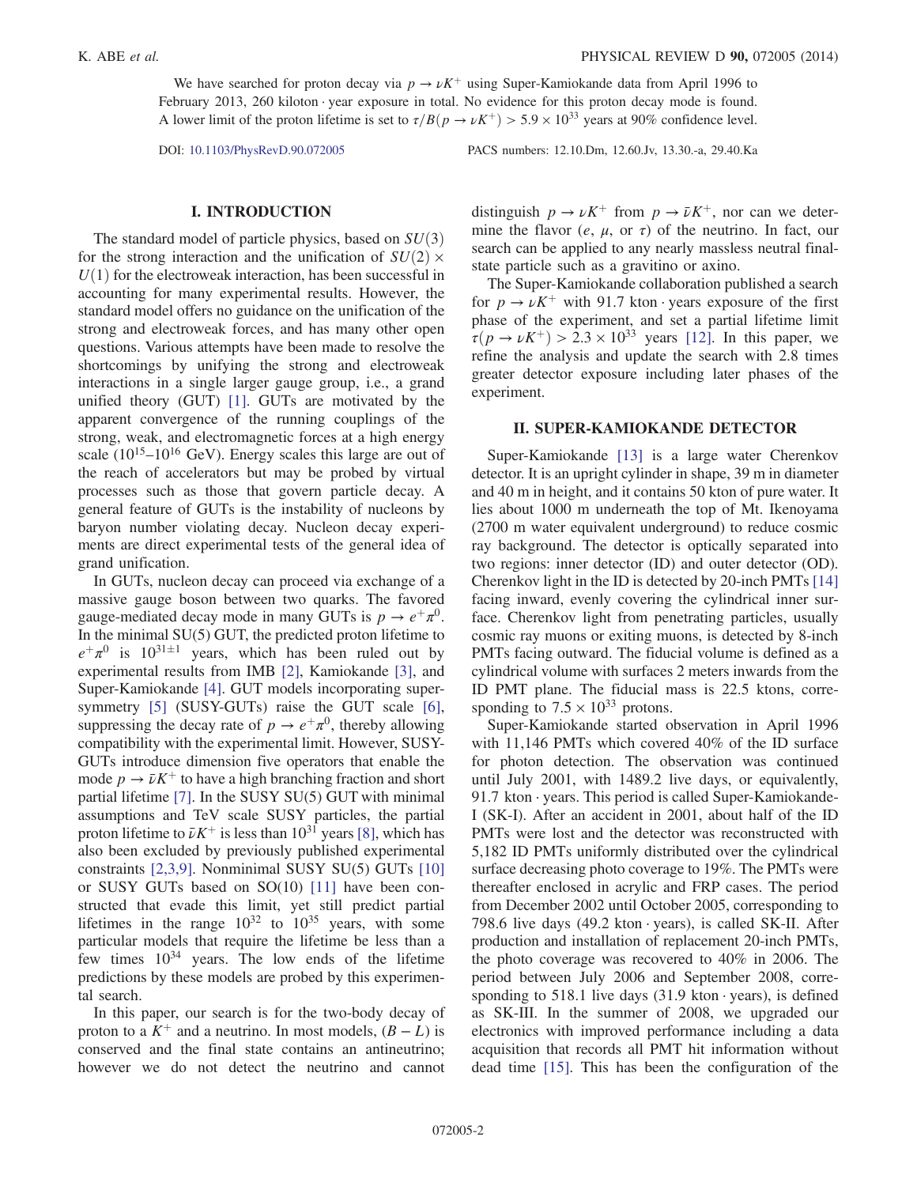We have searched for proton decay via $p \to \nu K^+$ using Super-Kamiokande data from April 1996 to February 2013, 260 kiloton · year exposure in total. No evidence for this proton decay mode is found. A lower limit of the proton lifetime is set to $\tau/B(p \to \nu K^+) > 5.9 \times 10^{33}$ years at 90% confidence level.

DOI: 10.1103/PhysRevD.90.072005 PACS numbers: 12.10.Dm, 12.60.Jv, 13.30.-a, 29.40.Ka

## I. INTRODUCTION

The standard model of particle physics, based on $SU(3)$ for the strong interaction and the unification of $SU(2) \times U(1)$ for the electroweak interaction, has been successful in accounting for many experimental results. However, the standard model offers no guidance on the unification of the strong and electroweak forces, and has many other open questions. Various attempts have been made to resolve the shortcomings by unifying the strong and electroweak interactions in a single larger gauge group, i.e., a grand unified theory (GUT) [1]. GUTs are motivated by the apparent convergence of the running couplings of the strong, weak, and electromagnetic forces at a high energy scale ($10^{15}$–$10^{16}$ GeV). Energy scales this large are out of the reach of accelerators but may be probed by virtual processes such as those that govern particle decay. A general feature of GUTs is the instability of nucleons by baryon number violating decay. Nucleon decay experiments are direct experimental tests of the general idea of grand unification.

In GUTs, nucleon decay can proceed via exchange of a massive gauge boson between two quarks. The favored gauge-mediated decay mode in many GUTs is $p \to e^+\pi^0$. In the minimal SU(5) GUT, the predicted proton lifetime to $e^+\pi^0$ is $10^{31\pm1}$ years, which has been ruled out by experimental results from IMB [2], Kamiokande [3], and Super-Kamiokande [4]. GUT models incorporating supersymmetry [5] (SUSY-GUTs) raise the GUT scale [6], suppressing the decay rate of $p \to e^+\pi^0$, thereby allowing compatibility with the experimental limit. However, SUSY-GUTs introduce dimension five operators that enable the mode $p \to \bar{\nu}K^+$ to have a high branching fraction and short partial lifetime [7]. In the SUSY SU(5) GUT with minimal assumptions and TeV scale SUSY particles, the partial proton lifetime to $\bar{\nu}K^+$ is less than $10^{31}$ years [8], which has also been excluded by previously published experimental constraints [2,3,9]. Nonminimal SUSY SU(5) GUTs [10] or SUSY GUTs based on SO(10) [11] have been constructed that evade this limit, yet still predict partial lifetimes in the range $10^{32}$ to $10^{35}$ years, with some particular models that require the lifetime be less than a few times $10^{34}$ years. The low ends of the lifetime predictions by these models are probed by this experimental search.

In this paper, our search is for the two-body decay of proton to a $K^+$ and a neutrino. In most models, $(B-L)$ is conserved and the final state contains an antineutrino; however we do not detect the neutrino and cannot distinguish $p \to \nu K^+$ from $p \to \bar{\nu}K^+$, nor can we determine the flavor ($e$, $\mu$, or $\tau$) of the neutrino. In fact, our search can be applied to any nearly massless neutral final-state particle such as a gravitino or axino.

The Super-Kamiokande collaboration published a search for $p \to \nu K^+$ with 91.7 kton · years exposure of the first phase of the experiment, and set a partial lifetime limit $\tau(p \to \nu K^+) > 2.3 \times 10^{33}$ years [12]. In this paper, we refine the analysis and update the search with 2.8 times greater detector exposure including later phases of the experiment.

## II. SUPER-KAMIOKANDE DETECTOR

Super-Kamiokande [13] is a large water Cherenkov detector. It is an upright cylinder in shape, 39 m in diameter and 40 m in height, and it contains 50 kton of pure water. It lies about 1000 m underneath the top of Mt. Ikenoyama (2700 m water equivalent underground) to reduce cosmic ray background. The detector is optically separated into two regions: inner detector (ID) and outer detector (OD). Cherenkov light in the ID is detected by 20-inch PMTs [14] facing inward, evenly covering the cylindrical inner surface. Cherenkov light from penetrating particles, usually cosmic ray muons or exiting muons, is detected by 8-inch PMTs facing outward. The fiducial volume is defined as a cylindrical volume with surfaces 2 meters inwards from the ID PMT plane. The fiducial mass is 22.5 ktons, corresponding to $7.5 \times 10^{33}$ protons.

Super-Kamiokande started observation in April 1996 with 11,146 PMTs which covered 40% of the ID surface for photon detection. The observation was continued until July 2001, with 1489.2 live days, or equivalently, 91.7 kton · years. This period is called Super-Kamiokande-I (SK-I). After an accident in 2001, about half of the ID PMTs were lost and the detector was reconstructed with 5,182 ID PMTs uniformly distributed over the cylindrical surface decreasing photo coverage to 19%. The PMTs were thereafter enclosed in acrylic and FRP cases. The period from December 2002 until October 2005, corresponding to 798.6 live days (49.2 kton · years), is called SK-II. After production and installation of replacement 20-inch PMTs, the photo coverage was recovered to 40% in 2006. The period between July 2006 and September 2008, corresponding to 518.1 live days (31.9 kton · years), is defined as SK-III. In the summer of 2008, we upgraded our electronics with improved performance including a data acquisition that records all PMT hit information without dead time [15]. This has been the configuration of the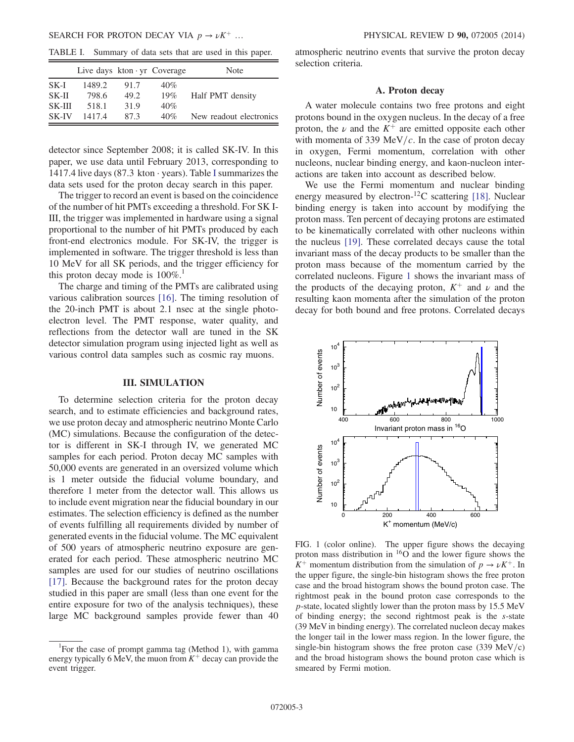TABLE I. Summary of data sets that are used in this paper.

| | Live days | kton · yr | Coverage | Note |
|---|---|---|---|---|
| SK-I | 1489.2 | 91.7 | 40% | |
| SK-II | 798.6 | 49.2 | 19% | Half PMT density |
| SK-III | 518.1 | 31.9 | 40% | |
| SK-IV | 1417.4 | 87.3 | 40% | New readout electronics |

detector since September 2008; it is called SK-IV. In this paper, we use data until February 2013, corresponding to 1417.4 live days (87.3 kton · years). Table I summarizes the data sets used for the proton decay search in this paper.

The trigger to record an event is based on the coincidence of the number of hit PMTs exceeding a threshold. For SK I-III, the trigger was implemented in hardware using a signal proportional to the number of hit PMTs produced by each front-end electronics module. For SK-IV, the trigger is implemented in software. The trigger threshold is less than 10 MeV for all SK periods, and the trigger efficiency for this proton decay mode is 100%.[1]

The charge and timing of the PMTs are calibrated using various calibration sources [16]. The timing resolution of the 20-inch PMT is about 2.1 nsec at the single photoelectron level. The PMT response, water quality, and reflections from the detector wall are tuned in the SK detector simulation program using injected light as well as various control data samples such as cosmic ray muons.

## III. SIMULATION

To determine selection criteria for the proton decay search, and to estimate efficiencies and background rates, we use proton decay and atmospheric neutrino Monte Carlo (MC) simulations. Because the configuration of the detector is different in SK-I through IV, we generated MC samples for each period. Proton decay MC samples with 50,000 events are generated in an oversized volume which is 1 meter outside the fiducial volume boundary, and therefore 1 meter from the detector wall. This allows us to include event migration near the fiducial boundary in our estimates. The selection efficiency is defined as the number of events fulfilling all requirements divided by number of generated events in the fiducial volume. The MC equivalent of 500 years of atmospheric neutrino exposure are generated for each period. These atmospheric neutrino MC samples are used for our studies of neutrino oscillations [17]. Because the background rates for the proton decay studied in this paper are small (less than one event for the entire exposure for two of the analysis techniques), these large MC background samples provide fewer than 40 atmospheric neutrino events that survive the proton decay selection criteria.

[1] For the case of prompt gamma tag (Method 1), with gamma energy typically 6 MeV, the muon from $K^+$ decay can provide the event trigger.

### A. Proton decay

A water molecule contains two free protons and eight protons bound in the oxygen nucleus. In the decay of a free proton, the $\nu$ and the $K^+$ are emitted opposite each other with momenta of 339 MeV/$c$. In the case of proton decay in oxygen, Fermi momentum, correlation with other nucleons, nuclear binding energy, and kaon-nucleon interactions are taken into account as described below.

We use the Fermi momentum and nuclear binding energy measured by electron-$^{12}$C scattering [18]. Nuclear binding energy is taken into account by modifying the proton mass. Ten percent of decaying protons are estimated to be kinematically correlated with other nucleons within the nucleus [19]. These correlated decays cause the total invariant mass of the decay products to be smaller than the proton mass because of the momentum carried by the correlated nucleons. Figure 1 shows the invariant mass of the products of the decaying proton, $K^+$ and $\nu$ and the resulting kaon momenta after the simulation of the proton decay for both bound and free protons. Correlated decays

FIG. 1 (color online). The upper figure shows the decaying proton mass distribution in $^{16}$O and the lower figure shows the $K^+$ momentum distribution from the simulation of $p \to \nu K^+$. In the upper figure, the single-bin histogram shows the free proton case and the broad histogram shows the bound proton case. The rightmost peak in the bound proton case corresponds to the $p$-state, located slightly lower than the proton mass by 15.5 MeV of binding energy; the second rightmost peak is the $s$-state (39 MeV in binding energy). The correlated nucleon decay makes the longer tail in the lower mass region. In the lower figure, the single-bin histogram shows the free proton case (339 MeV/$c$) and the broad histogram shows the bound proton case which is smeared by Fermi motion.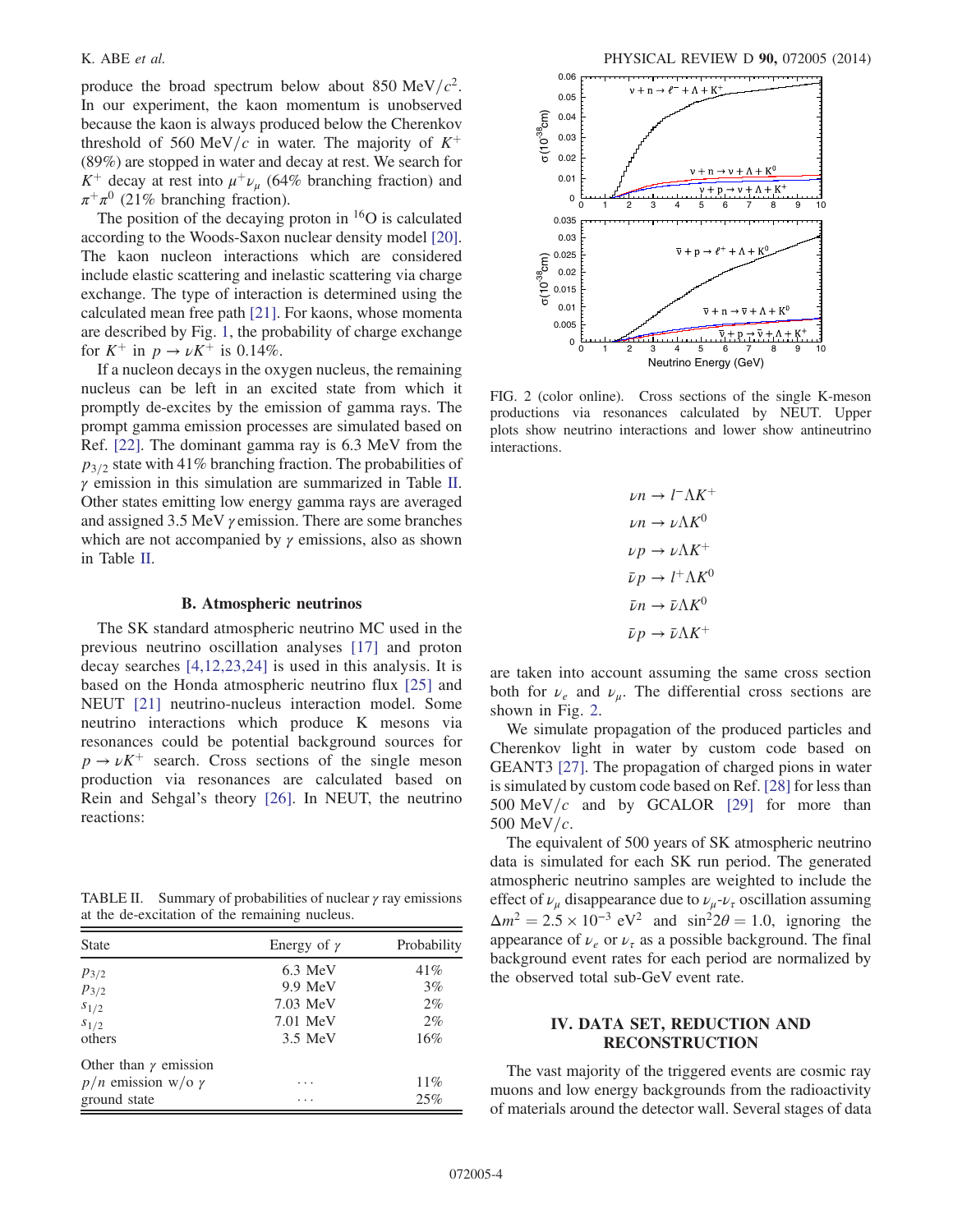produce the broad spectrum below about 850 $\mathrm{MeV}/c^2$. In our experiment, the kaon momentum is unobserved because the kaon is always produced below the Cherenkov threshold of 560 $\mathrm{MeV}/c$ in water. The majority of $K^+$ (89%) are stopped in water and decay at rest. We search for $K^+$ decay at rest into $\mu^+\nu_\mu$ (64% branching fraction) and $\pi^+\pi^0$ (21% branching fraction).

The position of the decaying proton in $^{16}$O is calculated according to the Woods-Saxon nuclear density model [20]. The kaon nucleon interactions which are considered include elastic scattering and inelastic scattering via charge exchange. The type of interaction is determined using the calculated mean free path [21]. For kaons, whose momenta are described by Fig. 1, the probability of charge exchange for $K^+$ in $p \to \nu K^+$ is 0.14%.

If a nucleon decays in the oxygen nucleus, the remaining nucleus can be left in an excited state from which it promptly de-excites by the emission of gamma rays. The prompt gamma emission processes are simulated based on Ref. [22]. The dominant gamma ray is 6.3 MeV from the $p_{3/2}$ state with 41% branching fraction. The probabilities of $\gamma$ emission in this simulation are summarized in Table II. Other states emitting low energy gamma rays are averaged and assigned 3.5 MeV $\gamma$ emission. There are some branches which are not accompanied by $\gamma$ emissions, also as shown in Table II.

### B. Atmospheric neutrinos

The SK standard atmospheric neutrino MC used in the previous neutrino oscillation analyses [17] and proton decay searches [4,12,23,24] is used in this analysis. It is based on the Honda atmospheric neutrino flux [25] and NEUT [21] neutrino-nucleus interaction model. Some neutrino interactions which produce K mesons via resonances could be potential background sources for $p \to \nu K^+$ search. Cross sections of the single meson production via resonances are calculated based on Rein and Sehgal's theory [26]. In NEUT, the neutrino reactions:

$$\nu n \to l^- \Lambda K^+$$
$$\nu n \to \nu \Lambda K^0$$
$$\nu p \to \nu \Lambda K^+$$
$$\bar{\nu} p \to l^+ \Lambda K^0$$
$$\bar{\nu} n \to \bar{\nu} \Lambda K^0$$
$$\bar{\nu} p \to \bar{\nu} \Lambda K^+$$

are taken into account assuming the same cross section both for $\nu_e$ and $\nu_\mu$. The differential cross sections are shown in Fig. 2.

FIG. 2 (color online). Cross sections of the single K-meson productions via resonances calculated by NEUT. Upper plots show neutrino interactions and lower show antineutrino interactions.

We simulate propagation of the produced particles and Cherenkov light in water by custom code based on GEANT3 [27]. The propagation of charged pions in water is simulated by custom code based on Ref. [28] for less than 500 $\mathrm{MeV}/c$ and by GCALOR [29] for more than 500 $\mathrm{MeV}/c$.

The equivalent of 500 years of SK atmospheric neutrino data is simulated for each SK run period. The generated atmospheric neutrino samples are weighted to include the effect of $\nu_\mu$ disappearance due to $\nu_\mu$-$\nu_\tau$ oscillation assuming $\Delta m^2 = 2.5 \times 10^{-3}\ \mathrm{eV}^2$ and $\sin^2 2\theta = 1.0$, ignoring the appearance of $\nu_e$ or $\nu_\tau$ as a possible background. The final background event rates for each period are normalized by the observed total sub-GeV event rate.

TABLE II. Summary of probabilities of nuclear $\gamma$ ray emissions at the de-excitation of the remaining nucleus.

| State | Energy of $\gamma$ | Probability |
|---|---|---|
| $p_{3/2}$ | 6.3 MeV | 41% |
| $p_{3/2}$ | 9.9 MeV | 3% |
| $s_{1/2}$ | 7.03 MeV | 2% |
| $s_{1/2}$ | 7.01 MeV | 2% |
| others | 3.5 MeV | 16% |
| Other than $\gamma$ emission | | |
| $p/n$ emission w/o $\gamma$ | ... | 11% |
| ground state | ... | 25% |

## IV. DATA SET, REDUCTION AND RECONSTRUCTION

The vast majority of the triggered events are cosmic ray muons and low energy backgrounds from the radioactivity of materials around the detector wall. Several stages of data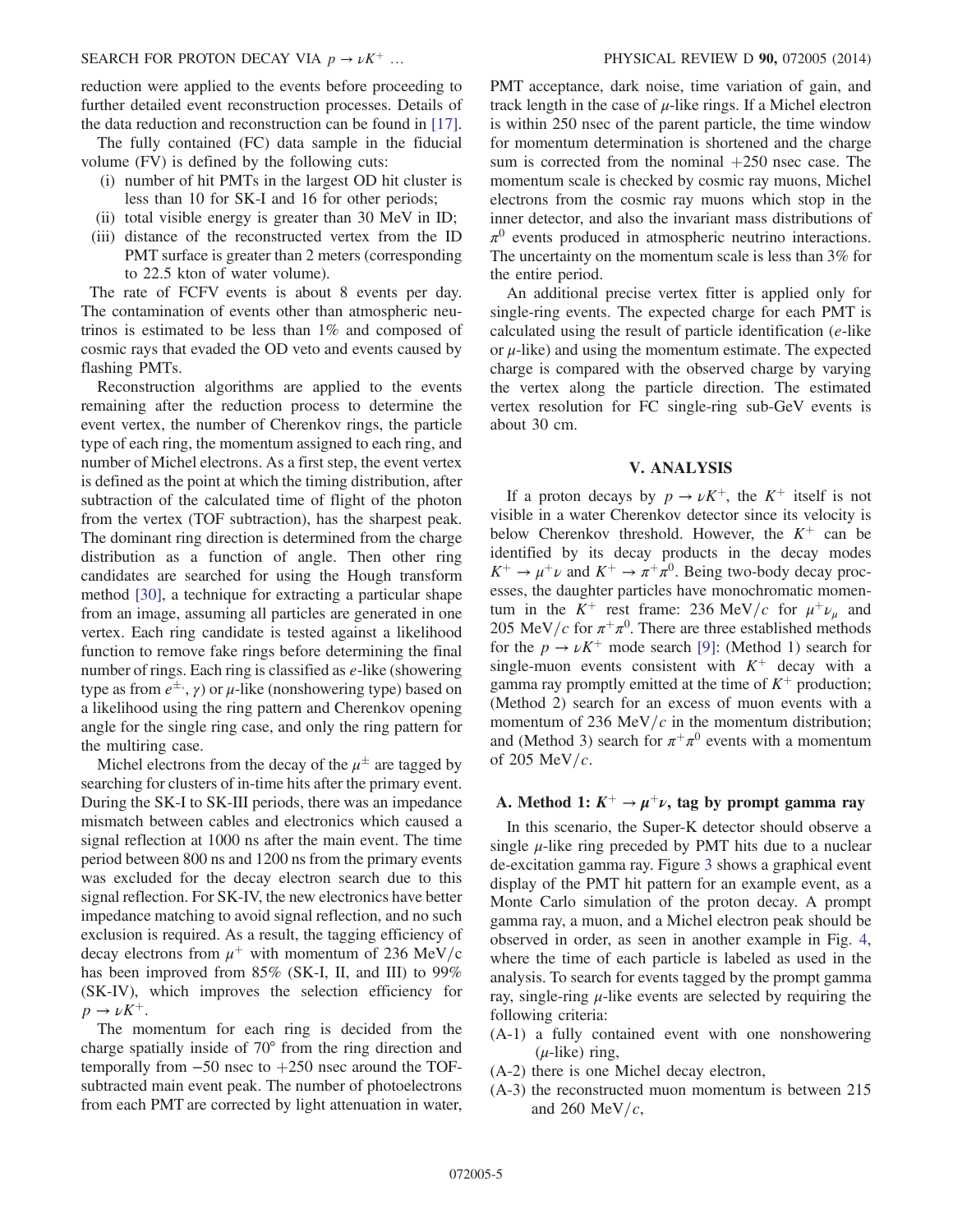reduction were applied to the events before proceeding to further detailed event reconstruction processes. Details of the data reduction and reconstruction can be found in [17].

The fully contained (FC) data sample in the fiducial volume (FV) is defined by the following cuts:

(i) number of hit PMTs in the largest OD hit cluster is less than 10 for SK-I and 16 for other periods;
(ii) total visible energy is greater than 30 MeV in ID;
(iii) distance of the reconstructed vertex from the ID PMT surface is greater than 2 meters (corresponding to 22.5 kton of water volume).

The rate of FCFV events is about 8 events per day. The contamination of events other than atmospheric neutrinos is estimated to be less than 1% and composed of cosmic rays that evaded the OD veto and events caused by flashing PMTs.

Reconstruction algorithms are applied to the events remaining after the reduction process to determine the event vertex, the number of Cherenkov rings, the particle type of each ring, the momentum assigned to each ring, and number of Michel electrons. As a first step, the event vertex is defined as the point at which the timing distribution, after subtraction of the calculated time of flight of the photon from the vertex (TOF subtraction), has the sharpest peak. The dominant ring direction is determined from the charge distribution as a function of angle. Then other ring candidates are searched for using the Hough transform method [30], a technique for extracting a particular shape from an image, assuming all particles are generated in one vertex. Each ring candidate is tested against a likelihood function to remove fake rings before determining the final number of rings. Each ring is classified as $e$-like (showering type as from $e^{\pm}$, $\gamma$) or $\mu$-like (nonshowering type) based on a likelihood using the ring pattern and Cherenkov opening angle for the single ring case, and only the ring pattern for the multiring case.

Michel electrons from the decay of the $\mu^{\pm}$ are tagged by searching for clusters of in-time hits after the primary event. During the SK-I to SK-III periods, there was an impedance mismatch between cables and electronics which caused a signal reflection at 1000 ns after the main event. The time period between 800 ns and 1200 ns from the primary events was excluded for the decay electron search due to this signal reflection. For SK-IV, the new electronics have better impedance matching to avoid signal reflection, and no such exclusion is required. As a result, the tagging efficiency of decay electrons from $\mu^+$ with momentum of 236 MeV/c has been improved from 85% (SK-I, II, and III) to 99% (SK-IV), which improves the selection efficiency for $p \to \nu K^+$.

The momentum for each ring is decided from the charge spatially inside of 70° from the ring direction and temporally from −50 nsec to +250 nsec around the TOF-subtracted main event peak. The number of photoelectrons from each PMT are corrected by light attenuation in water, PMT acceptance, dark noise, time variation of gain, and track length in the case of $\mu$-like rings. If a Michel electron is within 250 nsec of the parent particle, the time window for momentum determination is shortened and the charge sum is corrected from the nominal +250 nsec case. The momentum scale is checked by cosmic ray muons, Michel electrons from the cosmic ray muons which stop in the inner detector, and also the invariant mass distributions of $\pi^0$ events produced in atmospheric neutrino interactions. The uncertainty on the momentum scale is less than 3% for the entire period.

An additional precise vertex fitter is applied only for single-ring events. The expected charge for each PMT is calculated using the result of particle identification ($e$-like or $\mu$-like) and using the momentum estimate. The expected charge is compared with the observed charge by varying the vertex along the particle direction. The estimated vertex resolution for FC single-ring sub-GeV events is about 30 cm.

## V. ANALYSIS

If a proton decays by $p \to \nu K^+$, the $K^+$ itself is not visible in a water Cherenkov detector since its velocity is below Cherenkov threshold. However, the $K^+$ can be identified by its decay products in the decay modes $K^+ \to \mu^+\nu$ and $K^+ \to \pi^+\pi^0$. Being two-body decay processes, the daughter particles have monochromatic momentum in the $K^+$ rest frame: 236 MeV/$c$ for $\mu^+\nu_\mu$ and 205 MeV/$c$ for $\pi^+\pi^0$. There are three established methods for the $p \to \nu K^+$ mode search [9]: (Method 1) search for single-muon events consistent with $K^+$ decay with a gamma ray promptly emitted at the time of $K^+$ production; (Method 2) search for an excess of muon events with a momentum of 236 MeV/$c$ in the momentum distribution; and (Method 3) search for $\pi^+\pi^0$ events with a momentum of 205 MeV/$c$.

### A. Method 1: $K^+ \to \mu^+\nu$, tag by prompt gamma ray

In this scenario, the Super-K detector should observe a single $\mu$-like ring preceded by PMT hits due to a nuclear de-excitation gamma ray. Figure 3 shows a graphical event display of the PMT hit pattern for an example event, as a Monte Carlo simulation of the proton decay. A prompt gamma ray, a muon, and a Michel electron peak should be observed in order, as seen in another example in Fig. 4, where the time of each particle is labeled as used in the analysis. To search for events tagged by the prompt gamma ray, single-ring $\mu$-like events are selected by requiring the following criteria:

(A-1) a fully contained event with one nonshowering ($\mu$-like) ring,
(A-2) there is one Michel decay electron,
(A-3) the reconstructed muon momentum is between 215 and 260 MeV/$c$,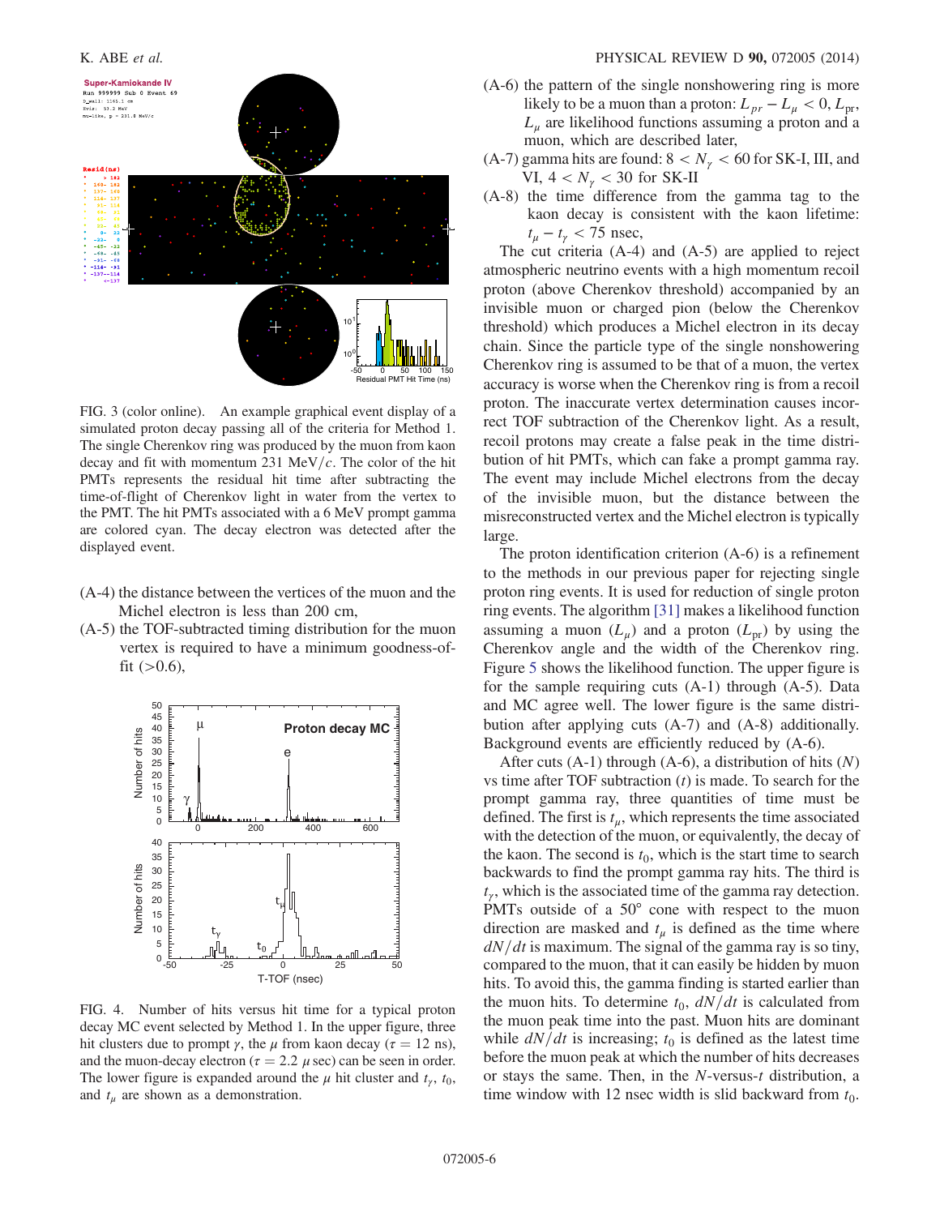FIG. 3 (color online). An example graphical event display of a simulated proton decay passing all of the criteria for Method 1. The single Cherenkov ring was produced by the muon from kaon decay and fit with momentum 231 MeV/$c$. The color of the hit PMTs represents the residual hit time after subtracting the time-of-flight of Cherenkov light in water from the vertex to the PMT. The hit PMTs associated with a 6 MeV prompt gamma are colored cyan. The decay electron was detected after the displayed event.

(A-4) the distance between the vertices of the muon and the Michel electron is less than 200 cm,

(A-5) the TOF-subtracted timing distribution for the muon vertex is required to have a minimum goodness-of-fit (>0.6),

FIG. 4. Number of hits versus hit time for a typical proton decay MC event selected by Method 1. In the upper figure, three hit clusters due to prompt $\gamma$, the $\mu$ from kaon decay ($\tau = 12$ ns), and the muon-decay electron ($\tau = 2.2$ $\mu$sec) can be seen in order. The lower figure is expanded around the $\mu$ hit cluster and $t_\gamma$, $t_0$, and $t_\mu$ are shown as a demonstration.

(A-6) the pattern of the single nonshowering ring is more likely to be a muon than a proton: $L_{pr} - L_\mu < 0$, $L_{\rm pr}$, $L_\mu$ are likelihood functions assuming a proton and a muon, which are described later,

(A-7) gamma hits are found: $8 < N_\gamma < 60$ for SK-I, III, and VI, $4 < N_\gamma < 30$ for SK-II

(A-8) the time difference from the gamma tag to the kaon decay is consistent with the kaon lifetime: $t_\mu - t_\gamma < 75$ nsec,

The cut criteria (A-4) and (A-5) are applied to reject atmospheric neutrino events with a high momentum recoil proton (above Cherenkov threshold) accompanied by an invisible muon or charged pion (below the Cherenkov threshold) which produces a Michel electron in its decay chain. Since the particle type of the single nonshowering Cherenkov ring is assumed to be that of a muon, the vertex accuracy is worse when the Cherenkov ring is from a recoil proton. The inaccurate vertex determination causes incorrect TOF subtraction of the Cherenkov light. As a result, recoil protons may create a false peak in the time distribution of hit PMTs, which can fake a prompt gamma ray. The event may include Michel electrons from the decay of the invisible muon, but the distance between the misreconstructed vertex and the Michel electron is typically large.

The proton identification criterion (A-6) is a refinement to the methods in our previous paper for rejecting single proton ring events. It is used for reduction of single proton ring events. The algorithm [31] makes a likelihood function assuming a muon ($L_\mu$) and a proton ($L_{\rm pr}$) by using the Cherenkov angle and the width of the Cherenkov ring. Figure 5 shows the likelihood function. The upper figure is for the sample requiring cuts (A-1) through (A-5). Data and MC agree well. The lower figure is the same distribution after applying cuts (A-7) and (A-8) additionally. Background events are efficiently reduced by (A-6).

After cuts (A-1) through (A-6), a distribution of hits ($N$) vs time after TOF subtraction ($t$) is made. To search for the prompt gamma ray, three quantities of time must be defined. The first is $t_\mu$, which represents the time associated with the detection of the muon, or equivalently, the decay of the kaon. The second is $t_0$, which is the start time to search backwards to find the prompt gamma ray hits. The third is $t_\gamma$, which is the associated time of the gamma ray detection. PMTs outside of a 50° cone with respect to the muon direction are masked and $t_\mu$ is defined as the time where $dN/dt$ is maximum. The signal of the gamma ray is so tiny, compared to the muon, that it can easily be hidden by muon hits. To avoid this, the gamma finding is started earlier than the muon hits. To determine $t_0$, $dN/dt$ is calculated from the muon peak time into the past. Muon hits are dominant while $dN/dt$ is increasing; $t_0$ is defined as the latest time before the muon peak at which the number of hits decreases or stays the same. Then, in the $N$-versus-$t$ distribution, a time window with 12 nsec width is slid backward from $t_0$.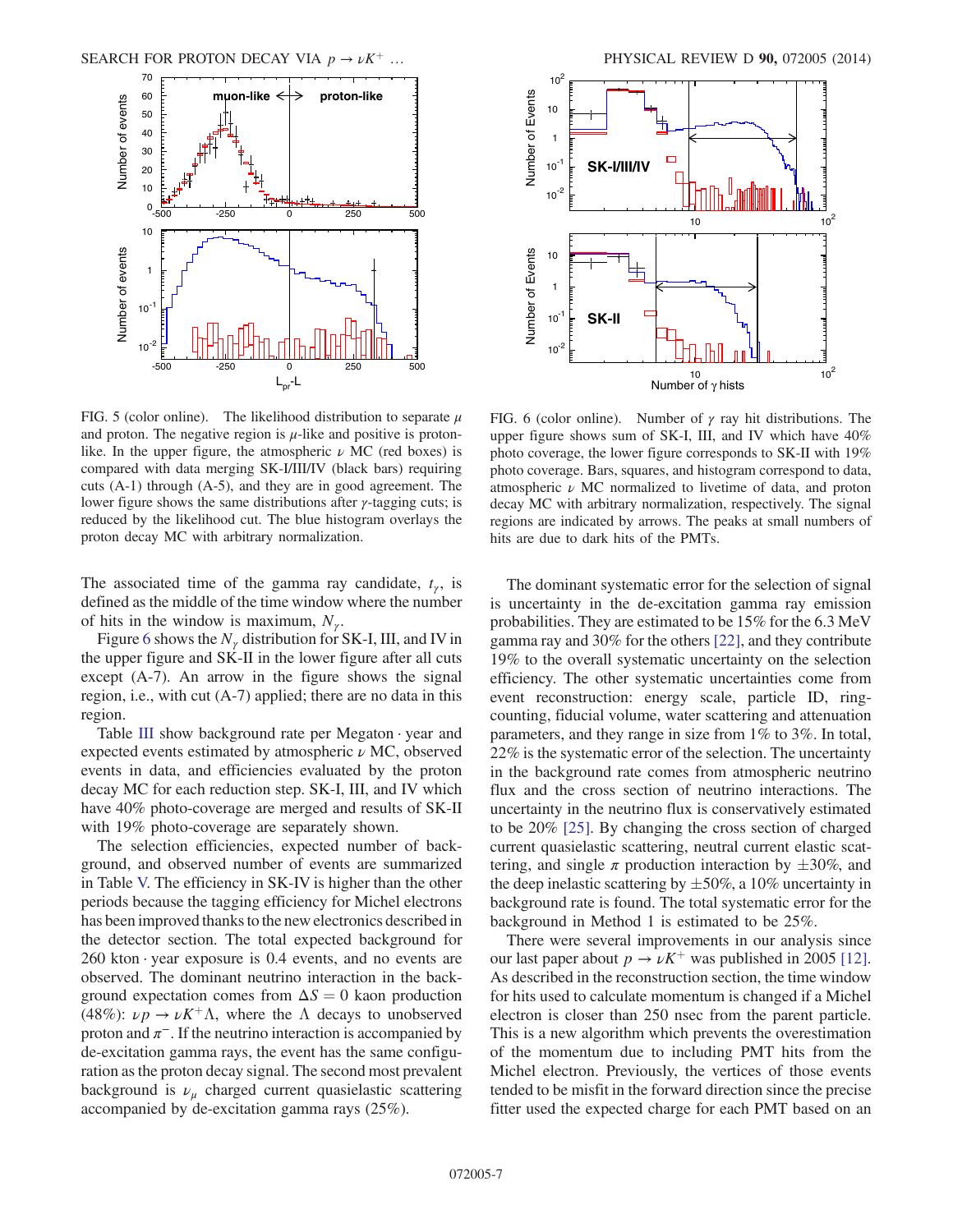FIG. 5 (color online). The likelihood distribution to separate $\mu$ and proton. The negative region is $\mu$-like and positive is proton-like. In the upper figure, the atmospheric $\nu$ MC (red boxes) is compared with data merging SK-I/III/IV (black bars) requiring cuts (A-1) through (A-5), and they are in good agreement. The lower figure shows the same distributions after $\gamma$-tagging cuts; is reduced by the likelihood cut. The blue histogram overlays the proton decay MC with arbitrary normalization.

FIG. 6 (color online). Number of $\gamma$ ray hit distributions. The upper figure shows sum of SK-I, III, and IV which have 40% photo coverage, the lower figure corresponds to SK-II with 19% photo coverage. Bars, squares, and histogram correspond to data, atmospheric $\nu$ MC normalized to livetime of data, and proton decay MC with arbitrary normalization, respectively. The signal regions are indicated by arrows. The peaks at small numbers of hits are due to dark hits of the PMTs.

The associated time of the gamma ray candidate, $t_\gamma$, is defined as the middle of the time window where the number of hits in the window is maximum, $N_\gamma$.

Figure 6 shows the $N_\gamma$ distribution for SK-I, III, and IV in the upper figure and SK-II in the lower figure after all cuts except (A-7). An arrow in the figure shows the signal region, i.e., with cut (A-7) applied; there are no data in this region.

Table III show background rate per Megaton · year and expected events estimated by atmospheric $\nu$ MC, observed events in data, and efficiencies evaluated by the proton decay MC for each reduction step. SK-I, III, and IV which have 40% photo-coverage are merged and results of SK-II with 19% photo-coverage are separately shown.

The selection efficiencies, expected number of background, and observed number of events are summarized in Table V. The efficiency in SK-IV is higher than the other periods because the tagging efficiency for Michel electrons has been improved thanks to the new electronics described in the detector section. The total expected background for 260 kton · year exposure is 0.4 events, and no events are observed. The dominant neutrino interaction in the background expectation comes from $\Delta S = 0$ kaon production (48%): $\nu p \to \nu K^+ \Lambda$, where the $\Lambda$ decays to unobserved proton and $\pi^-$. If the neutrino interaction is accompanied by de-excitation gamma rays, the event has the same configuration as the proton decay signal. The second most prevalent background is $\nu_\mu$ charged current quasielastic scattering accompanied by de-excitation gamma rays (25%).

The dominant systematic error for the selection of signal is uncertainty in the de-excitation gamma ray emission probabilities. They are estimated to be 15% for the 6.3 MeV gamma ray and 30% for the others [22], and they contribute 19% to the overall systematic uncertainty on the selection efficiency. The other systematic uncertainties come from event reconstruction: energy scale, particle ID, ring-counting, fiducial volume, water scattering and attenuation parameters, and they range in size from 1% to 3%. In total, 22% is the systematic error of the selection. The uncertainty in the background rate comes from atmospheric neutrino flux and the cross section of neutrino interactions. The uncertainty in the neutrino flux is conservatively estimated to be 20% [25]. By changing the cross section of charged current quasielastic scattering, neutral current elastic scattering, and single $\pi$ production interaction by $\pm 30\%$, and the deep inelastic scattering by $\pm 50\%$, a 10% uncertainty in background rate is found. The total systematic error for the background in Method 1 is estimated to be 25%.

There were several improvements in our analysis since our last paper about $p \to \nu K^+$ was published in 2005 [12]. As described in the reconstruction section, the time window for hits used to calculate momentum is changed if a Michel electron is closer than 250 nsec from the parent particle. This is a new algorithm which prevents the overestimation of the momentum due to including PMT hits from the Michel electron. Previously, the vertices of those events tended to be misfit in the forward direction since the precise fitter used the expected charge for each PMT based on an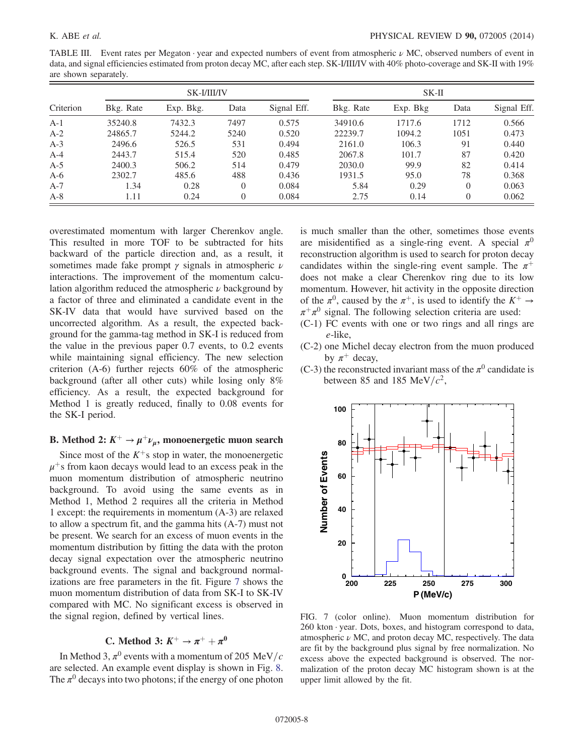TABLE III. Event rates per Megaton · year and expected numbers of event from atmospheric $\nu$ MC, observed numbers of event in data, and signal efficiencies estimated from proton decay MC, after each step. SK-I/III/IV with 40% photo-coverage and SK-II with 19% are shown separately.

| Criterion | SK-I/III/IV | | | | SK-II | | | |
|---|---|---|---|---|---|---|---|---|
| | Bkg. Rate | Exp. Bkg. | Data | Signal Eff. | Bkg. Rate | Exp. Bkg | Data | Signal Eff. |
| A-1 | 35240.8 | 7432.3 | 7497 | 0.575 | 34910.6 | 1717.6 | 1712 | 0.566 |
| A-2 | 24865.7 | 5244.2 | 5240 | 0.520 | 22239.7 | 1094.2 | 1051 | 0.473 |
| A-3 | 2496.6 | 526.5 | 531 | 0.494 | 2161.0 | 106.3 | 91 | 0.440 |
| A-4 | 2443.7 | 515.4 | 520 | 0.485 | 2067.8 | 101.7 | 87 | 0.420 |
| A-5 | 2400.3 | 506.2 | 514 | 0.479 | 2030.0 | 99.9 | 82 | 0.414 |
| A-6 | 2302.7 | 485.6 | 488 | 0.436 | 1931.5 | 95.0 | 78 | 0.368 |
| A-7 | 1.34 | 0.28 | 0 | 0.084 | 5.84 | 0.29 | 0 | 0.063 |
| A-8 | 1.11 | 0.24 | 0 | 0.084 | 2.75 | 0.14 | 0 | 0.062 |

overestimated momentum with larger Cherenkov angle. This resulted in more TOF to be subtracted for hits backward of the particle direction and, as a result, it sometimes made fake prompt $\gamma$ signals in atmospheric $\nu$ interactions. The improvement of the momentum calculation algorithm reduced the atmospheric $\nu$ background by a factor of three and eliminated a candidate event in the SK-IV data that would have survived based on the uncorrected algorithm. As a result, the expected background for the gamma-tag method in SK-I is reduced from the value in the previous paper 0.7 events, to 0.2 events while maintaining signal efficiency. The new selection criterion (A-6) further rejects 60% of the atmospheric background (after all other cuts) while losing only 8% efficiency. As a result, the expected background for Method 1 is greatly reduced, finally to 0.08 events for the SK-I period.

### B. Method 2: $K^+ \to \mu^+\nu_\mu$, monoenergetic muon search

Since most of the $K^+$s stop in water, the monoenergetic $\mu^+$s from kaon decays would lead to an excess peak in the muon momentum distribution of atmospheric neutrino background. To avoid using the same events as in Method 1, Method 2 requires all the criteria in Method 1 except: the requirements in momentum (A-3) are relaxed to allow a spectrum fit, and the gamma hits (A-7) must not be present. We search for an excess of muon events in the momentum distribution by fitting the data with the proton decay signal expectation over the atmospheric neutrino background events. The signal and background normalizations are free parameters in the fit. Figure 7 shows the muon momentum distribution of data from SK-I to SK-IV compared with MC. No significant excess is observed in the signal region, defined by vertical lines.

### C. Method 3: $K^+ \to \pi^+ + \pi^0$

In Method 3, $\pi^0$ events with a momentum of 205 MeV/$c$ are selected. An example event display is shown in Fig. 8. The $\pi^0$ decays into two photons; if the energy of one photon is much smaller than the other, sometimes those events are misidentified as a single-ring event. A special $\pi^0$ reconstruction algorithm is used to search for proton decay candidates within the single-ring event sample. The $\pi^+$ does not make a clear Cherenkov ring due to its low momentum. However, hit activity in the opposite direction of the $\pi^0$, caused by the $\pi^+$, is used to identify the $K^+ \to \pi^+\pi^0$ signal. The following selection criteria are used:

(C-1) FC events with one or two rings and all rings are $e$-like,

(C-2) one Michel decay electron from the muon produced by $\pi^+$ decay,

(C-3) the reconstructed invariant mass of the $\pi^0$ candidate is between 85 and 185 MeV/$c^2$,

FIG. 7 (color online). Muon momentum distribution for 260 kton · year. Dots, boxes, and histogram correspond to data, atmospheric $\nu$ MC, and proton decay MC, respectively. The data are fit by the background plus signal by free normalization. No excess above the expected background is observed. The normalization of the proton decay MC histogram shown is at the upper limit allowed by the fit.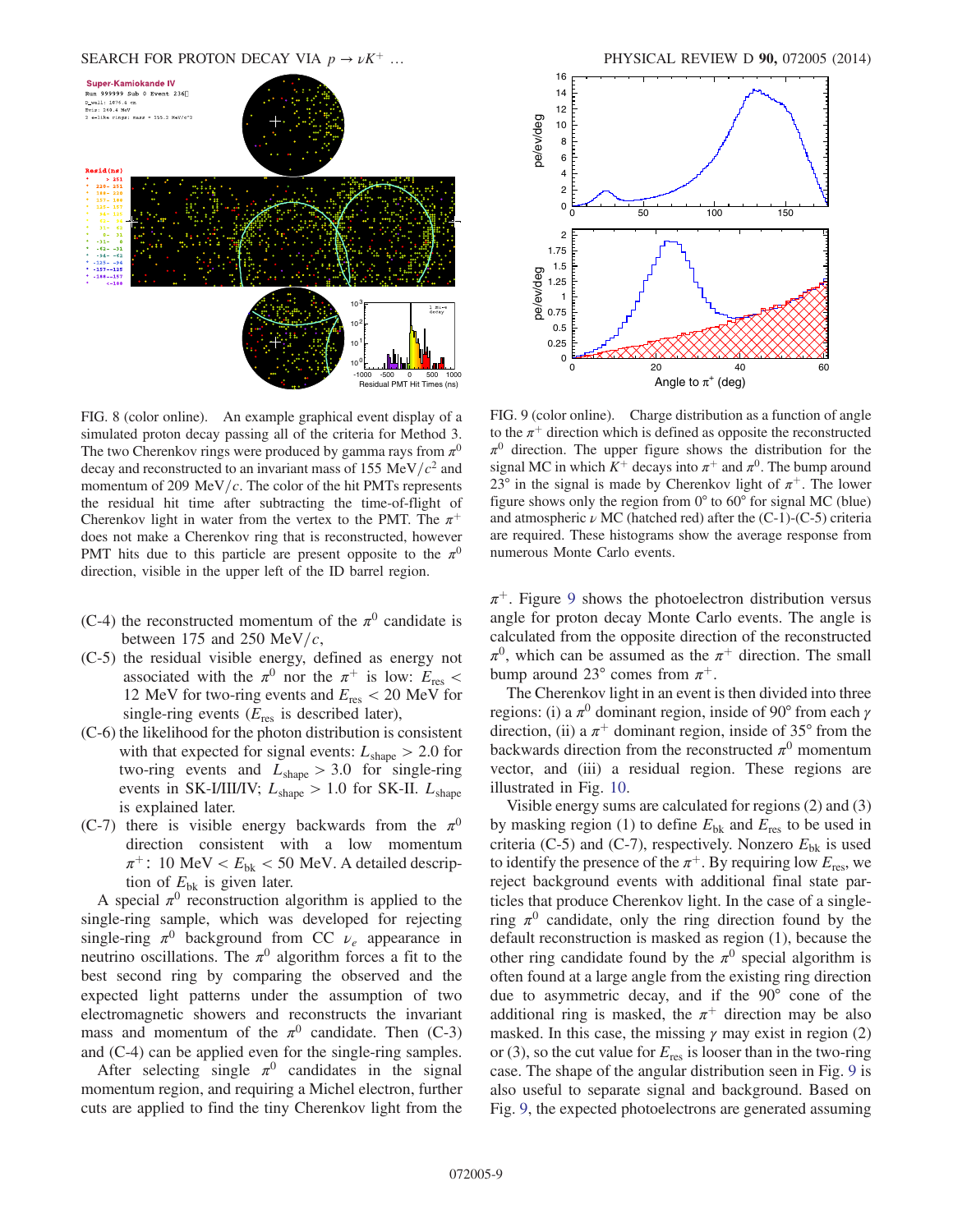FIG. 8 (color online). An example graphical event display of a simulated proton decay passing all of the criteria for Method 3. The two Cherenkov rings were produced by gamma rays from $\pi^0$ decay and reconstructed to an invariant mass of 155 MeV/$c^2$ and momentum of 209 MeV/$c$. The color of the hit PMTs represents the residual hit time after subtracting the time-of-flight of Cherenkov light in water from the vertex to the PMT. The $\pi^+$ does not make a Cherenkov ring that is reconstructed, however PMT hits due to this particle are present opposite to the $\pi^0$ direction, visible in the upper left of the ID barrel region.

FIG. 9 (color online). Charge distribution as a function of angle to the $\pi^+$ direction which is defined as opposite the reconstructed $\pi^0$ direction. The upper figure shows the distribution for the signal MC in which $K^+$ decays into $\pi^+$ and $\pi^0$. The bump around 23° in the signal is made by Cherenkov light of $\pi^+$. The lower figure shows only the region from 0° to 60° for signal MC (blue) and atmospheric $\nu$ MC (hatched red) after the (C-1)-(C-5) criteria are required. These histograms show the average response from numerous Monte Carlo events.

(C-4) the reconstructed momentum of the $\pi^0$ candidate is between 175 and 250 MeV/$c$,

(C-5) the residual visible energy, defined as energy not associated with the $\pi^0$ nor the $\pi^+$ is low: $E_{\mathrm{res}} <$ 12 MeV for two-ring events and $E_{\mathrm{res}} < 20$ MeV for single-ring events ($E_{\mathrm{res}}$ is described later),

(C-6) the likelihood for the photon distribution is consistent with that expected for signal events: $L_{\mathrm{shape}} > 2.0$ for two-ring events and $L_{\mathrm{shape}} > 3.0$ for single-ring events in SK-I/III/IV; $L_{\mathrm{shape}} > 1.0$ for SK-II. $L_{\mathrm{shape}}$ is explained later.

(C-7) there is visible energy backwards from the $\pi^0$ direction consistent with a low momentum $\pi^+$: 10 MeV $< E_{\mathrm{bk}} <$ 50 MeV. A detailed description of $E_{\mathrm{bk}}$ is given later.

A special $\pi^0$ reconstruction algorithm is applied to the single-ring sample, which was developed for rejecting single-ring $\pi^0$ background from CC $\nu_e$ appearance in neutrino oscillations. The $\pi^0$ algorithm forces a fit to the best second ring by comparing the observed and the expected light patterns under the assumption of two electromagnetic showers and reconstructs the invariant mass and momentum of the $\pi^0$ candidate. Then (C-3) and (C-4) can be applied even for the single-ring samples.

After selecting single $\pi^0$ candidates in the signal momentum region, and requiring a Michel electron, further cuts are applied to find the tiny Cherenkov light from the $\pi^+$. Figure 9 shows the photoelectron distribution versus angle for proton decay Monte Carlo events. The angle is calculated from the opposite direction of the reconstructed $\pi^0$, which can be assumed as the $\pi^+$ direction. The small bump around 23° comes from $\pi^+$.

The Cherenkov light in an event is then divided into three regions: (i) a $\pi^0$ dominant region, inside of 90° from each $\gamma$ direction, (ii) a $\pi^+$ dominant region, inside of 35° from the backwards direction from the reconstructed $\pi^0$ momentum vector, and (iii) a residual region. These regions are illustrated in Fig. 10.

Visible energy sums are calculated for regions (2) and (3) by masking region (1) to define $E_{\mathrm{bk}}$ and $E_{\mathrm{res}}$ to be used in criteria (C-5) and (C-7), respectively. Nonzero $E_{\mathrm{bk}}$ is used to identify the presence of the $\pi^+$. By requiring low $E_{\mathrm{res}}$, we reject background events with additional final state particles that produce Cherenkov light. In the case of a single-ring $\pi^0$ candidate, only the ring direction found by the default reconstruction is masked as region (1), because the other ring candidate found by the $\pi^0$ special algorithm is often found at a large angle from the existing ring direction due to asymmetric decay, and if the 90° cone of the additional ring is masked, the $\pi^+$ direction may be also masked. In this case, the missing $\gamma$ may exist in region (2) or (3), so the cut value for $E_{\mathrm{res}}$ is looser than in the two-ring case. The shape of the angular distribution seen in Fig. 9 is also useful to separate signal and background. Based on Fig. 9, the expected photoelectrons are generated assuming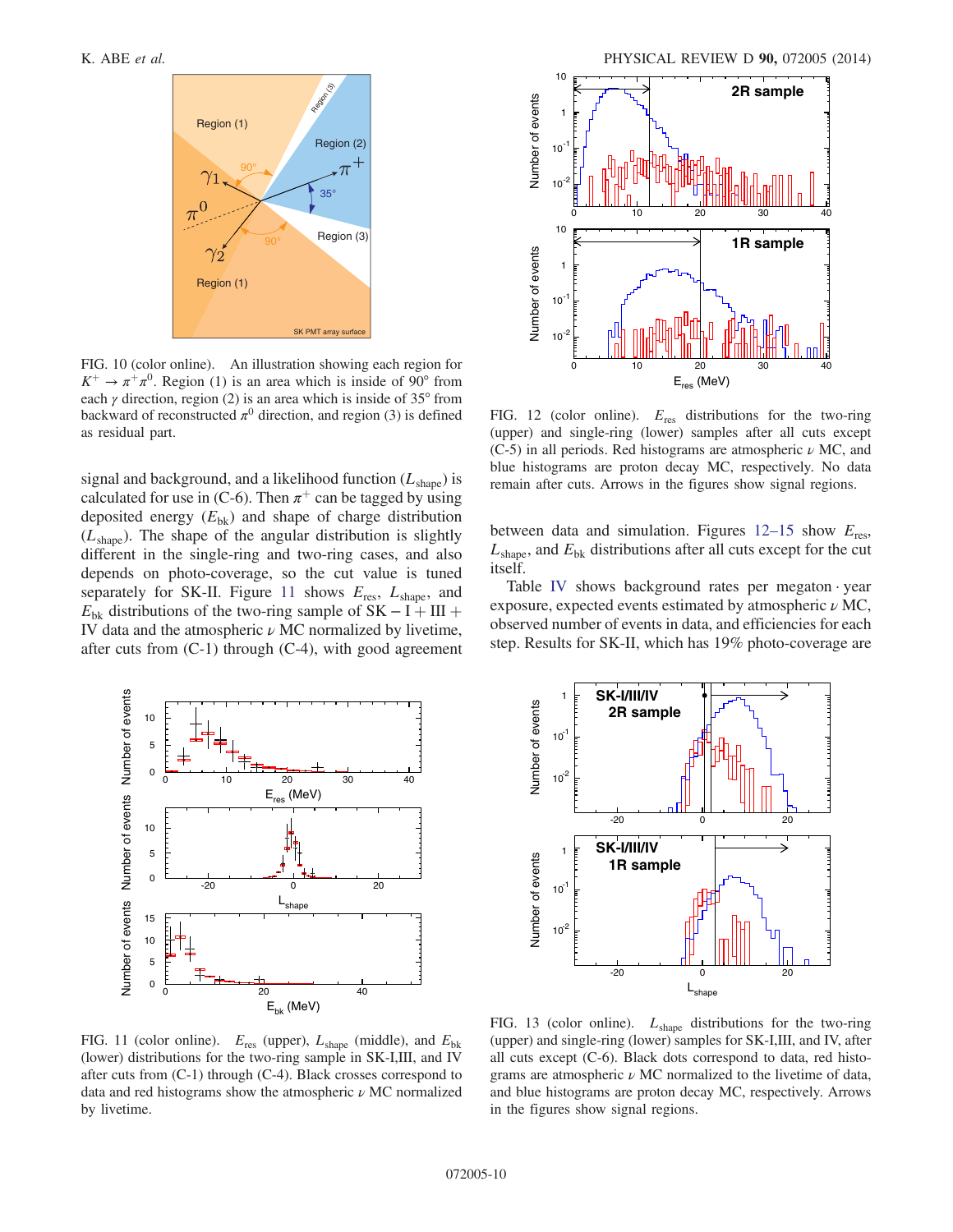FIG. 10 (color online). An illustration showing each region for $K^+ \to \pi^+\pi^0$. Region (1) is an area which is inside of 90° from each $\gamma$ direction, region (2) is an area which is inside of 35° from backward of reconstructed $\pi^0$ direction, and region (3) is defined as residual part.

signal and background, and a likelihood function ($L_{\text{shape}}$) is calculated for use in (C-6). Then $\pi^+$ can be tagged by using deposited energy ($E_{\text{bk}}$) and shape of charge distribution ($L_{\text{shape}}$). The shape of the angular distribution is slightly different in the single-ring and two-ring cases, and also depends on photo-coverage, so the cut value is tuned separately for SK-II. Figure 11 shows $E_{\text{res}}$, $L_{\text{shape}}$, and $E_{\text{bk}}$ distributions of the two-ring sample of SK − I + III + IV data and the atmospheric $\nu$ MC normalized by livetime, after cuts from (C-1) through (C-4), with good agreement between data and simulation. Figures 12–15 show $E_{\text{res}}$, $L_{\text{shape}}$, and $E_{\text{bk}}$ distributions after all cuts except for the cut itself.

Table IV shows background rates per megaton · year exposure, expected events estimated by atmospheric $\nu$ MC, observed number of events in data, and efficiencies for each step. Results for SK-II, which has 19% photo-coverage are

FIG. 11 (color online). $E_{\text{res}}$ (upper), $L_{\text{shape}}$ (middle), and $E_{\text{bk}}$ (lower) distributions for the two-ring sample in SK-I,III, and IV after cuts from (C-1) through (C-4). Black crosses correspond to data and red histograms show the atmospheric $\nu$ MC normalized by livetime.

FIG. 12 (color online). $E_{\text{res}}$ distributions for the two-ring (upper) and single-ring (lower) samples after all cuts except (C-5) in all periods. Red histograms are atmospheric $\nu$ MC, and blue histograms are proton decay MC, respectively. No data remain after cuts. Arrows in the figures show signal regions.

FIG. 13 (color online). $L_{\text{shape}}$ distributions for the two-ring (upper) and single-ring (lower) samples for SK-I,III, and IV, after all cuts except (C-6). Black dots correspond to data, red histograms are atmospheric $\nu$ MC normalized to the livetime of data, and blue histograms are proton decay MC, respectively. Arrows in the figures show signal regions.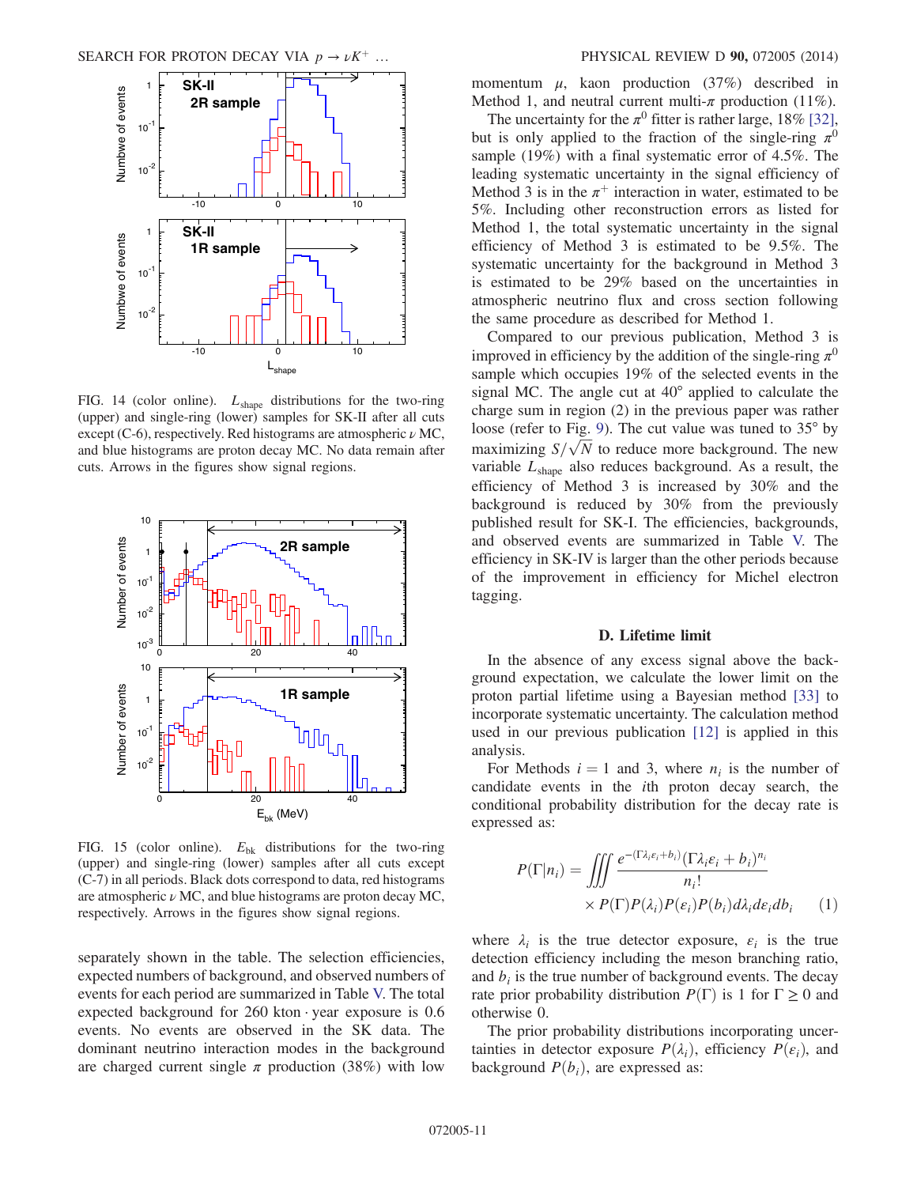FIG. 14 (color online). $L_{shape}$ distributions for the two-ring (upper) and single-ring (lower) samples for SK-II after all cuts except (C-6), respectively. Red histograms are atmospheric $\nu$ MC, and blue histograms are proton decay MC. No data remain after cuts. Arrows in the figures show signal regions.

FIG. 15 (color online). $E_{bk}$ distributions for the two-ring (upper) and single-ring (lower) samples after all cuts except (C-7) in all periods. Black dots correspond to data, red histograms are atmospheric $\nu$ MC, and blue histograms are proton decay MC, respectively. Arrows in the figures show signal regions.

separately shown in the table. The selection efficiencies, expected numbers of background, and observed numbers of events for each period are summarized in Table V. The total expected background for 260 kton · year exposure is 0.6 events. No events are observed in the SK data. The dominant neutrino interaction modes in the background are charged current single $\pi$ production (38%) with low momentum $\mu$, kaon production (37%) described in Method 1, and neutral current multi-$\pi$ production (11%).

The uncertainty for the $\pi^0$ fitter is rather large, 18% [32], but is only applied to the fraction of the single-ring $\pi^0$ sample (19%) with a final systematic error of 4.5%. The leading systematic uncertainty in the signal efficiency of Method 3 is in the $\pi^+$ interaction in water, estimated to be 5%. Including other reconstruction errors as listed for Method 1, the total systematic uncertainty in the signal efficiency of Method 3 is estimated to be 9.5%. The systematic uncertainty for the background in Method 3 is estimated to be 29% based on the uncertainties in atmospheric neutrino flux and cross section following the same procedure as described for Method 1.

Compared to our previous publication, Method 3 is improved in efficiency by the addition of the single-ring $\pi^0$ sample which occupies 19% of the selected events in the signal MC. The angle cut at 40° applied to calculate the charge sum in region (2) in the previous paper was rather loose (refer to Fig. 9). The cut value was tuned to 35° by maximizing $S/\sqrt{N}$ to reduce more background. The new variable $L_{shape}$ also reduces background. As a result, the efficiency of Method 3 is increased by 30% and the background is reduced by 30% from the previously published result for SK-I. The efficiencies, backgrounds, and observed events are summarized in Table V. The efficiency in SK-IV is larger than the other periods because of the improvement in efficiency for Michel electron tagging.

### D. Lifetime limit

In the absence of any excess signal above the background expectation, we calculate the lower limit on the proton partial lifetime using a Bayesian method [33] to incorporate systematic uncertainty. The calculation method used in our previous publication [12] is applied in this analysis.

For Methods $i = 1$ and 3, where $n_i$ is the number of candidate events in the $i$th proton decay search, the conditional probability distribution for the decay rate is expressed as:

$$P(\Gamma|n_i) = \iiint \frac{e^{-(\Gamma\lambda_i\epsilon_i+b_i)}(\Gamma\lambda_i\epsilon_i + b_i)^{n_i}}{n_i!} \times P(\Gamma)P(\lambda_i)P(\epsilon_i)P(b_i)d\lambda_i d\epsilon_i db_i \qquad (1)$$

where $\lambda_i$ is the true detector exposure, $\epsilon_i$ is the true detection efficiency including the meson branching ratio, and $b_i$ is the true number of background events. The decay rate prior probability distribution $P(\Gamma)$ is 1 for $\Gamma \geq 0$ and otherwise 0.

The prior probability distributions incorporating uncertainties in detector exposure $P(\lambda_i)$, efficiency $P(\epsilon_i)$, and background $P(b_i)$, are expressed as: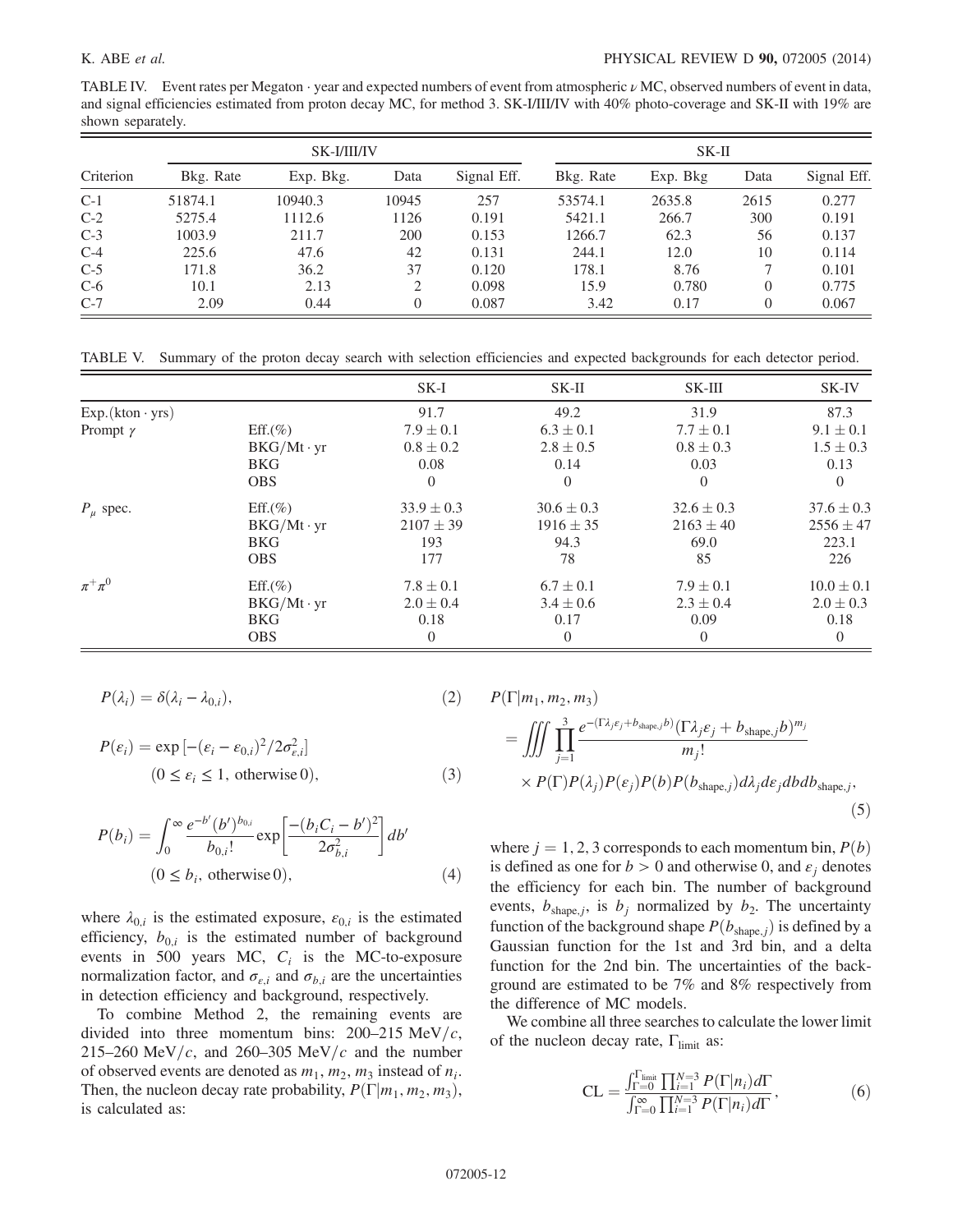TABLE IV. Event rates per Megaton · year and expected numbers of event from atmospheric $\nu$ MC, observed numbers of event in data, and signal efficiencies estimated from proton decay MC, for method 3. SK-I/III/IV with 40% photo-coverage and SK-II with 19% are shown separately.

| | SK-I/III/IV | | | | SK-II | | | |
|---|---|---|---|---|---|---|---|---|
| Criterion | Bkg. Rate | Exp. Bkg. | Data | Signal Eff. | Bkg. Rate | Exp. Bkg | Data | Signal Eff. |
| C-1 | 51874.1 | 10940.3 | 10945 | 257 | 53574.1 | 2635.8 | 2615 | 0.277 |
| C-2 | 5275.4 | 1112.6 | 1126 | 0.191 | 5421.1 | 266.7 | 300 | 0.191 |
| C-3 | 1003.9 | 211.7 | 200 | 0.153 | 1266.7 | 62.3 | 56 | 0.137 |
| C-4 | 225.6 | 47.6 | 42 | 0.131 | 244.1 | 12.0 | 10 | 0.114 |
| C-5 | 171.8 | 36.2 | 37 | 0.120 | 178.1 | 8.76 | 7 | 0.101 |
| C-6 | 10.1 | 2.13 | 2 | 0.098 | 15.9 | 0.780 | 0 | 0.775 |
| C-7 | 2.09 | 0.44 | 0 | 0.087 | 3.42 | 0.17 | 0 | 0.067 |

TABLE V. Summary of the proton decay search with selection efficiencies and expected backgrounds for each detector period.

| | | SK-I | SK-II | SK-III | SK-IV |
|---|---|---|---|---|---|
| Exp.(kton · yrs) | | 91.7 | 49.2 | 31.9 | 87.3 |
| Prompt $\gamma$ | Eff.(%) | $7.9 \pm 0.1$ | $6.3 \pm 0.1$ | $7.7 \pm 0.1$ | $9.1 \pm 0.1$ |
| | BKG/Mt · yr | $0.8 \pm 0.2$ | $2.8 \pm 0.5$ | $0.8 \pm 0.3$ | $1.5 \pm 0.3$ |
| | BKG | 0.08 | 0.14 | 0.03 | 0.13 |
| | OBS | 0 | 0 | 0 | 0 |
| $P_\mu$ spec. | Eff.(%) | $33.9 \pm 0.3$ | $30.6 \pm 0.3$ | $32.6 \pm 0.3$ | $37.6 \pm 0.3$ |
| | BKG/Mt · yr | $2107 \pm 39$ | $1916 \pm 35$ | $2163 \pm 40$ | $2556 \pm 47$ |
| | BKG | 193 | 94.3 | 69.0 | 223.1 |
| | OBS | 177 | 78 | 85 | 226 |
| $\pi^+\pi^0$ | Eff.(%) | $7.8 \pm 0.1$ | $6.7 \pm 0.1$ | $7.9 \pm 0.1$ | $10.0 \pm 0.1$ |
| | BKG/Mt · yr | $2.0 \pm 0.4$ | $3.4 \pm 0.6$ | $2.3 \pm 0.4$ | $2.0 \pm 0.3$ |
| | BKG | 0.18 | 0.17 | 0.09 | 0.18 |
| | OBS | 0 | 0 | 0 | 0 |

$$P(\lambda_i) = \delta(\lambda_i - \lambda_{0,i}), \tag{2}$$

$$P(\varepsilon_i) = \exp[-(\varepsilon_i - \varepsilon_{0,i})^2/2\sigma_{\varepsilon,i}^2] \quad (0 \le \varepsilon_i \le 1, \text{ otherwise } 0), \tag{3}$$

$$P(b_i) = \int_0^\infty \frac{e^{-b'}(b')^{b_{0,i}}}{b_{0,i}!} \exp\left[\frac{-(b_i C_i - b')^2}{2\sigma_{b,i}^2}\right] db' \quad (0 \le b_i, \text{ otherwise } 0), \tag{4}$$

where $\lambda_{0,i}$ is the estimated exposure, $\varepsilon_{0,i}$ is the estimated efficiency, $b_{0,i}$ is the estimated number of background events in 500 years MC, $C_i$ is the MC-to-exposure normalization factor, and $\sigma_{\varepsilon,i}$ and $\sigma_{b,i}$ are the uncertainties in detection efficiency and background, respectively.

To combine Method 2, the remaining events are divided into three momentum bins: 200–215 MeV/$c$, 215–260 MeV/$c$, and 260–305 MeV/$c$ and the number of observed events are denoted as $m_1$, $m_2$, $m_3$ instead of $n_i$. Then, the nucleon decay rate probability, $P(\Gamma|m_1, m_2, m_3)$, is calculated as:

$$P(\Gamma|m_1, m_2, m_3) = \iiint \prod_{j=1}^{3} \frac{e^{-(\Gamma\lambda_j\varepsilon_j + b_{\text{shape},j}b)}(\Gamma\lambda_j\varepsilon_j + b_{\text{shape},j}b)^{m_j}}{m_j!} \times P(\Gamma)P(\lambda_j)P(\varepsilon_j)P(b)P(b_{\text{shape},j})d\lambda_j d\varepsilon_j db\, db_{\text{shape},j}, \tag{5}$$

where $j = 1, 2, 3$ corresponds to each momentum bin, $P(b)$ is defined as one for $b > 0$ and otherwise 0, and $\varepsilon_j$ denotes the efficiency for each bin. The number of background events, $b_{\text{shape},j}$, is $b_j$ normalized by $b_2$. The uncertainty function of the background shape $P(b_{\text{shape},j})$ is defined by a Gaussian function for the 1st and 3rd bin, and a delta function for the 2nd bin. The uncertainties of the background are estimated to be 7% and 8% respectively from the difference of MC models.

We combine all three searches to calculate the lower limit of the nucleon decay rate, $\Gamma_{\text{limit}}$ as:

$$\text{CL} = \frac{\int_{\Gamma=0}^{\Gamma_{\text{limit}}} \prod_{i=1}^{N=3} P(\Gamma|n_i)d\Gamma}{\int_{\Gamma=0}^{\infty} \prod_{i=1}^{N=3} P(\Gamma|n_i)d\Gamma}, \tag{6}$$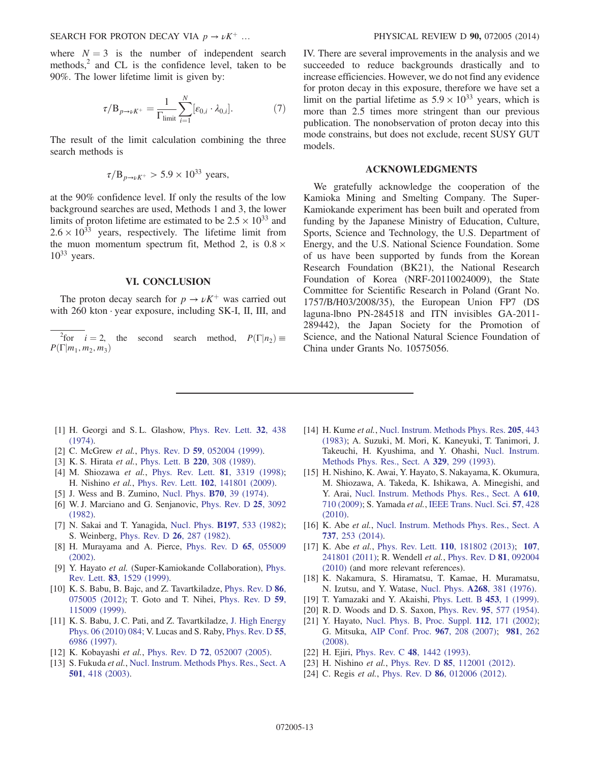where $N = 3$ is the number of independent search methods,[2] and CL is the confidence level, taken to be 90%. The lower lifetime limit is given by:

$$\tau/\mathrm{B}_{p\to\nu K^+} = \frac{1}{\Gamma_{\mathrm{limit}}}\sum_{i=1}^{N}[\varepsilon_{0,i}\cdot\lambda_{0,i}]. \tag{7}$$

The result of the limit calculation combining the three search methods is

$$\tau/\mathrm{B}_{p\to\nu K^+} > 5.9\times 10^{33}\ \text{years},$$

at the 90% confidence level. If only the results of the low background searches are used, Methods 1 and 3, the lower limits of proton lifetime are estimated to be $2.5\times 10^{33}$ and $2.6\times 10^{33}$ years, respectively. The lifetime limit from the muon momentum spectrum fit, Method 2, is $0.8\times 10^{33}$ years.

## VI. CONCLUSION

The proton decay search for $p\to\nu K^+$ was carried out with 260 kton · year exposure, including SK-I, II, III, and IV. There are several improvements in the analysis and we succeeded to reduce backgrounds drastically and to increase efficiencies. However, we do not find any evidence for proton decay in this exposure, therefore we have set a limit on the partial lifetime as $5.9\times 10^{33}$ years, which is more than 2.5 times more stringent than our previous publication. The nonobservation of proton decay into this mode constrains, but does not exclude, recent SUSY GUT models.

[2]for $i = 2$, the second search method, $P(\Gamma|n_2) \equiv P(\Gamma|m_1, m_2, m_3)$

## ACKNOWLEDGMENTS

We gratefully acknowledge the cooperation of the Kamioka Mining and Smelting Company. The Super-Kamiokande experiment has been built and operated from funding by the Japanese Ministry of Education, Culture, Sports, Science and Technology, the U.S. Department of Energy, and the U.S. National Science Foundation. Some of us have been supported by funds from the Korean Research Foundation (BK21), the National Research Foundation of Korea (NRF-20110024009), the State Committee for Scientific Research in Poland (Grant No. 1757/B/H03/2008/35), the European Union FP7 (DS laguna-lbno PN-284518 and ITN invisibles GA-2011-289442), the Japan Society for the Promotion of Science, and the National Natural Science Foundation of China under Grants No. 10575056.

---

[1] H. Georgi and S. L. Glashow, Phys. Rev. Lett. **32**, 438 (1974).

[2] C. McGrew *et al.*, Phys. Rev. D **59**, 052004 (1999).

[3] K. S. Hirata *et al.*, Phys. Lett. B **220**, 308 (1989).

[4] M. Shiozawa *et al.*, Phys. Rev. Lett. **81**, 3319 (1998); H. Nishino *et al.*, Phys. Rev. Lett. **102**, 141801 (2009).

[5] J. Wess and B. Zumino, Nucl. Phys. **B70**, 39 (1974).

[6] W. J. Marciano and G. Senjanovic, Phys. Rev. D **25**, 3092 (1982).

[7] N. Sakai and T. Yanagida, Nucl. Phys. **B197**, 533 (1982); S. Weinberg, Phys. Rev. D **26**, 287 (1982).

[8] H. Murayama and A. Pierce, Phys. Rev. D **65**, 055009 (2002).

[9] Y. Hayato *et al.* (Super-Kamiokande Collaboration), Phys. Rev. Lett. **83**, 1529 (1999).

[10] K. S. Babu, B. Bajc, and Z. Tavartkiladze, Phys. Rev. D **86**, 075005 (2012); T. Goto and T. Nihei, Phys. Rev. D **59**, 115009 (1999).

[11] K. S. Babu, J. C. Pati, and Z. Tavartkiladze, J. High Energy Phys. 06 (2010) 084; V. Lucas and S. Raby, Phys. Rev. D **55**, 6986 (1997).

[12] K. Kobayashi *et al.*, Phys. Rev. D **72**, 052007 (2005).

[13] S. Fukuda *et al.*, Nucl. Instrum. Methods Phys. Res., Sect. A **501**, 418 (2003).

[14] H. Kume *et al.*, Nucl. Instrum. Methods Phys. Res. **205**, 443 (1983); A. Suzuki, M. Mori, K. Kaneyuki, T. Tanimori, J. Takeuchi, H. Kyushima, and Y. Ohashi, Nucl. Instrum. Methods Phys. Res., Sect. A **329**, 299 (1993).

[15] H. Nishino, K. Awai, Y. Hayato, S. Nakayama, K. Okumura, M. Shiozawa, A. Takeda, K. Ishikawa, A. Minegishi, and Y. Arai, Nucl. Instrum. Methods Phys. Res., Sect. A **610**, 710 (2009); S. Yamada *et al.*, IEEE Trans. Nucl. Sci. **57**, 428 (2010).

[16] K. Abe *et al.*, Nucl. Instrum. Methods Phys. Res., Sect. A **737**, 253 (2014).

[17] K. Abe *et al.*, Phys. Rev. Lett. **110**, 181802 (2013); **107**, 241801 (2011); R. Wendell *et al.*, Phys. Rev. D **81**, 092004 (2010) (and more relevant references).

[18] K. Nakamura, S. Hiramatsu, T. Kamae, H. Muramatsu, N. Izutsu, and Y. Watase, Nucl. Phys. **A268**, 381 (1976).

[19] T. Yamazaki and Y. Akaishi, Phys. Lett. B **453**, 1 (1999).

[20] R. D. Woods and D. S. Saxon, Phys. Rev. **95**, 577 (1954).

[21] Y. Hayato, Nucl. Phys. B, Proc. Suppl. **112**, 171 (2002); G. Mitsuka, AIP Conf. Proc. **967**, 208 (2007); **981**, 262 (2008).

[22] H. Ejiri, Phys. Rev. C **48**, 1442 (1993).

[23] H. Nishino *et al.*, Phys. Rev. D **85**, 112001 (2012).

[24] C. Regis *et al.*, Phys. Rev. D **86**, 012006 (2012).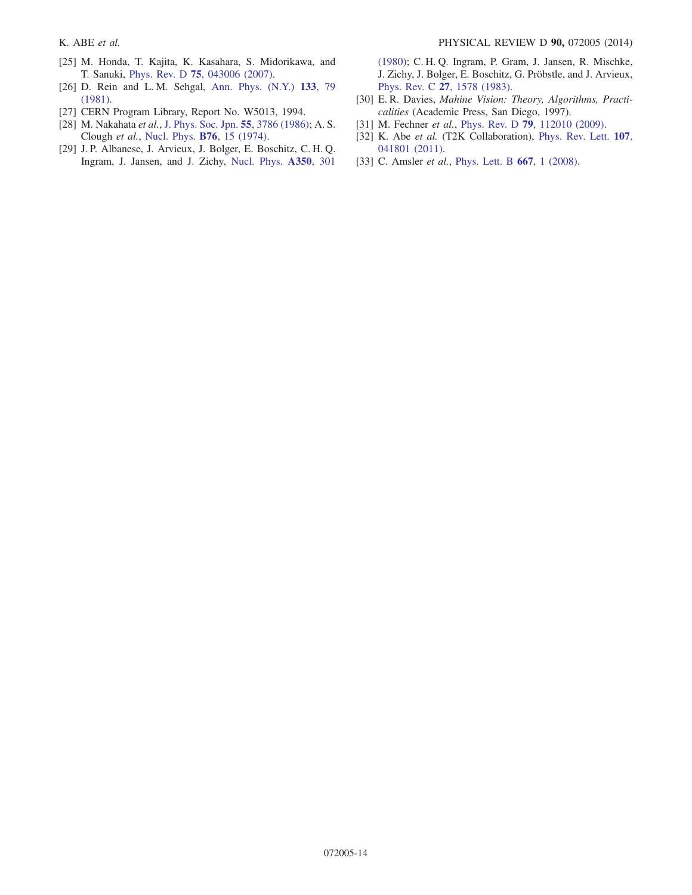[25] M. Honda, T. Kajita, K. Kasahara, S. Midorikawa, and T. Sanuki, Phys. Rev. D **75**, 043006 (2007).

[26] D. Rein and L. M. Sehgal, Ann. Phys. (N.Y.) **133**, 79 (1981).

[27] CERN Program Library, Report No. W5013, 1994.

[28] M. Nakahata *et al.*, J. Phys. Soc. Jpn. **55**, 3786 (1986); A. S. Clough *et al.*, Nucl. Phys. **B76**, 15 (1974).

[29] J. P. Albanese, J. Arvieux, J. Bolger, E. Boschitz, C. H. Q. Ingram, J. Jansen, and J. Zichy, Nucl. Phys. **A350**, 301 (1980); C. H. Q. Ingram, P. Gram, J. Jansen, R. Mischke, J. Zichy, J. Bolger, E. Boschitz, G. Pröbstle, and J. Arvieux, Phys. Rev. C **27**, 1578 (1983).

[30] E. R. Davies, *Mahine Vision: Theory, Algorithms, Practicalities* (Academic Press, San Diego, 1997).

[31] M. Fechner *et al.*, Phys. Rev. D **79**, 112010 (2009).

[32] K. Abe *et al.* (T2K Collaboration), Phys. Rev. Lett. **107**, 041801 (2011).

[33] C. Amsler *et al.*, Phys. Lett. B **667**, 1 (2008).